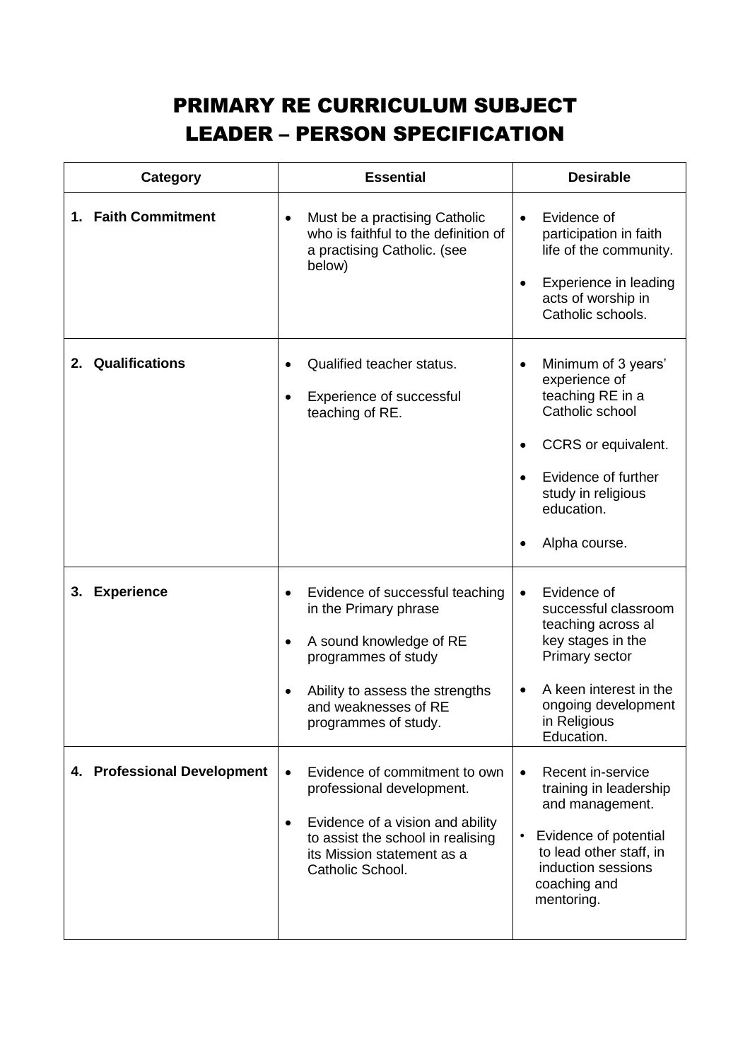# PRIMARY RE CURRICULUM SUBJECT LEADER – PERSON SPECIFICATION

| Category | Essential | Desirable |
|---|---|---|
| **1. Faith Commitment** | • Must be a practising Catholic who is faithful to the definition of a practising Catholic. (see below) | • Evidence of participation in faith life of the community.<br>• Experience in leading acts of worship in Catholic schools. |
| **2. Qualifications** | • Qualified teacher status.<br>• Experience of successful teaching of RE. | • Minimum of 3 years' experience of teaching RE in a Catholic school<br>• CCRS or equivalent.<br>• Evidence of further study in religious education.<br>• Alpha course. |
| **3. Experience** | • Evidence of successful teaching in the Primary phrase<br>• A sound knowledge of RE programmes of study<br>• Ability to assess the strengths and weaknesses of RE programmes of study. | • Evidence of successful classroom teaching across al key stages in the Primary sector<br>• A keen interest in the ongoing development in Religious Education. |
| **4. Professional Development** | • Evidence of commitment to own professional development.<br>• Evidence of a vision and ability to assist the school in realising its Mission statement as a Catholic School. | • Recent in-service training in leadership and management.<br>• Evidence of potential to lead other staff, in induction sessions coaching and mentoring. |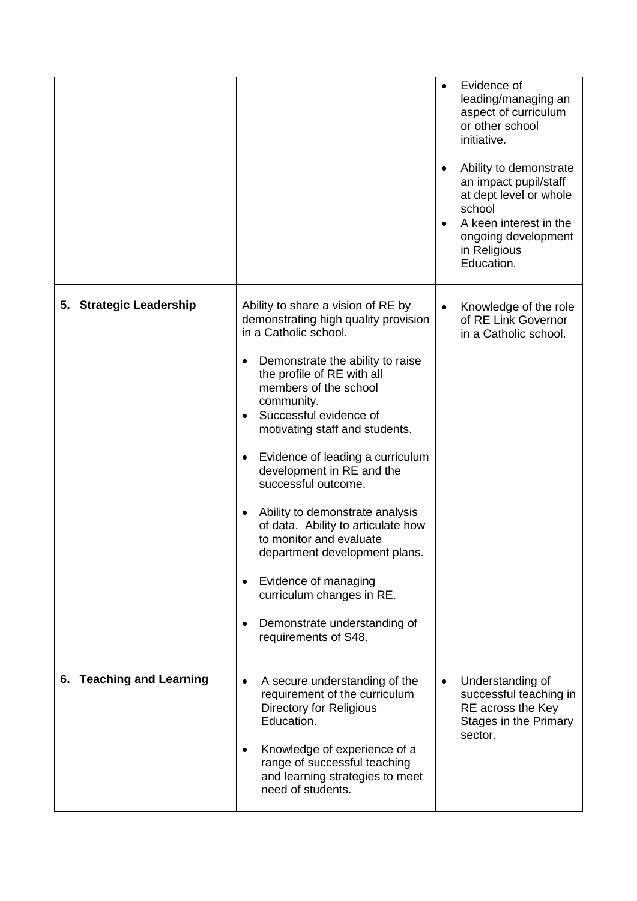| | | |
|---|---|---|
| | | • Evidence of leading/managing an aspect of curriculum or other school initiative.<br><br>• Ability to demonstrate an impact pupil/staff at dept level or whole school<br>• A keen interest in the ongoing development in Religious Education. |
| **5. Strategic Leadership** | Ability to share a vision of RE by demonstrating high quality provision in a Catholic school.<br><br>• Demonstrate the ability to raise the profile of RE with all members of the school community.<br>• Successful evidence of motivating staff and students.<br><br>• Evidence of leading a curriculum development in RE and the successful outcome.<br><br>• Ability to demonstrate analysis of data. Ability to articulate how to monitor and evaluate department development plans.<br><br>• Evidence of managing curriculum changes in RE.<br><br>• Demonstrate understanding of requirements of S48. | • Knowledge of the role of RE Link Governor in a Catholic school. |
| **6. Teaching and Learning** | • A secure understanding of the requirement of the curriculum Directory for Religious Education.<br><br>• Knowledge of experience of a range of successful teaching and learning strategies to meet need of students. | • Understanding of successful teaching in RE across the Key Stages in the Primary sector. |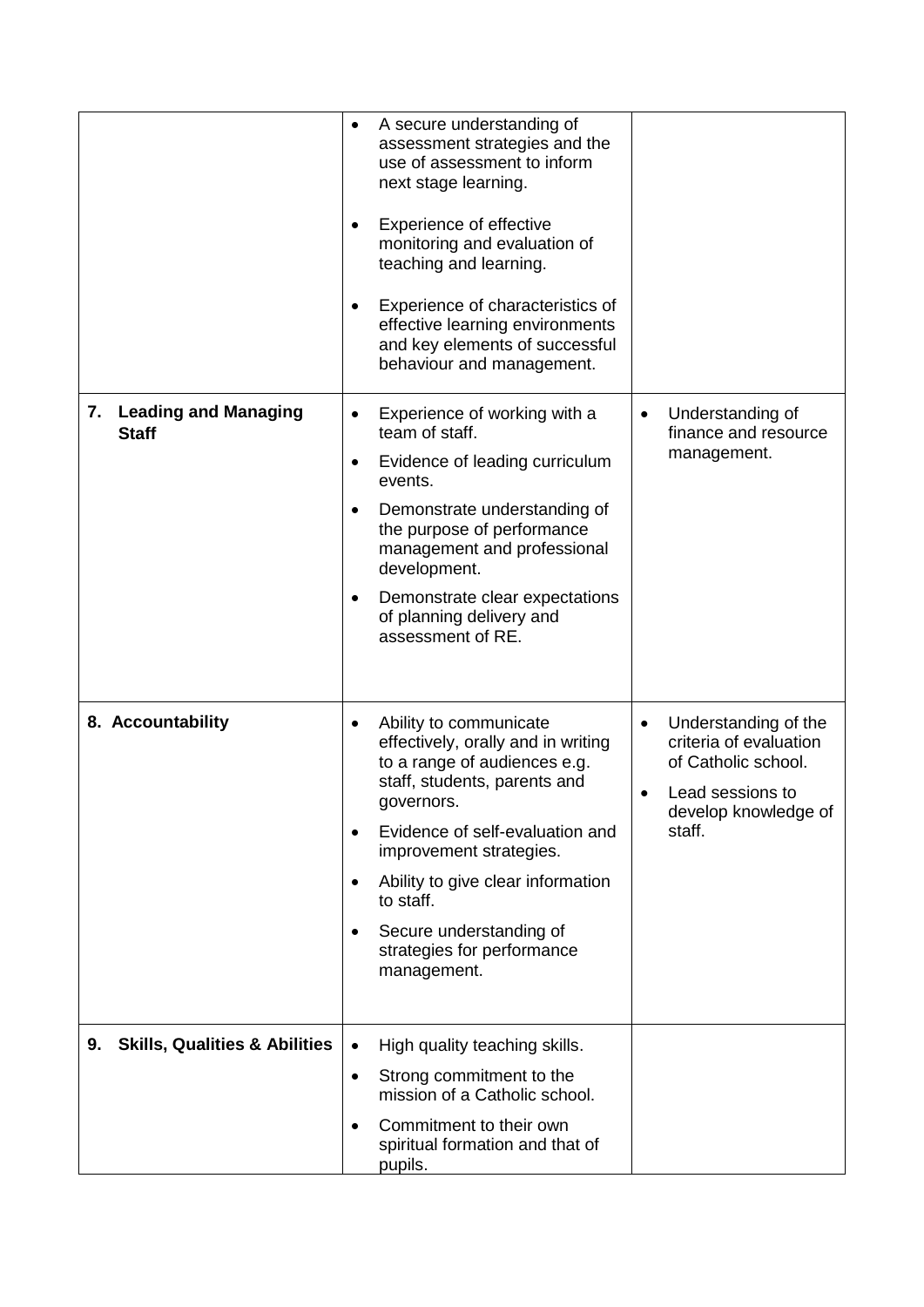| | | |
|---|---|---|
| | • A secure understanding of assessment strategies and the use of assessment to inform next stage learning.<br><br>• Experience of effective monitoring and evaluation of teaching and learning.<br><br>• Experience of characteristics of effective learning environments and key elements of successful behaviour and management. | |
| **7. Leading and Managing Staff** | • Experience of working with a team of staff.<br>• Evidence of leading curriculum events.<br>• Demonstrate understanding of the purpose of performance management and professional development.<br>• Demonstrate clear expectations of planning delivery and assessment of RE. | • Understanding of finance and resource management. |
| **8. Accountability** | • Ability to communicate effectively, orally and in writing to a range of audiences e.g. staff, students, parents and governors.<br>• Evidence of self-evaluation and improvement strategies.<br>• Ability to give clear information to staff.<br>• Secure understanding of strategies for performance management. | • Understanding of the criteria of evaluation of Catholic school.<br>• Lead sessions to develop knowledge of staff. |
| **9. Skills, Qualities & Abilities** | • High quality teaching skills.<br>• Strong commitment to the mission of a Catholic school.<br>• Commitment to their own spiritual formation and that of pupils. | |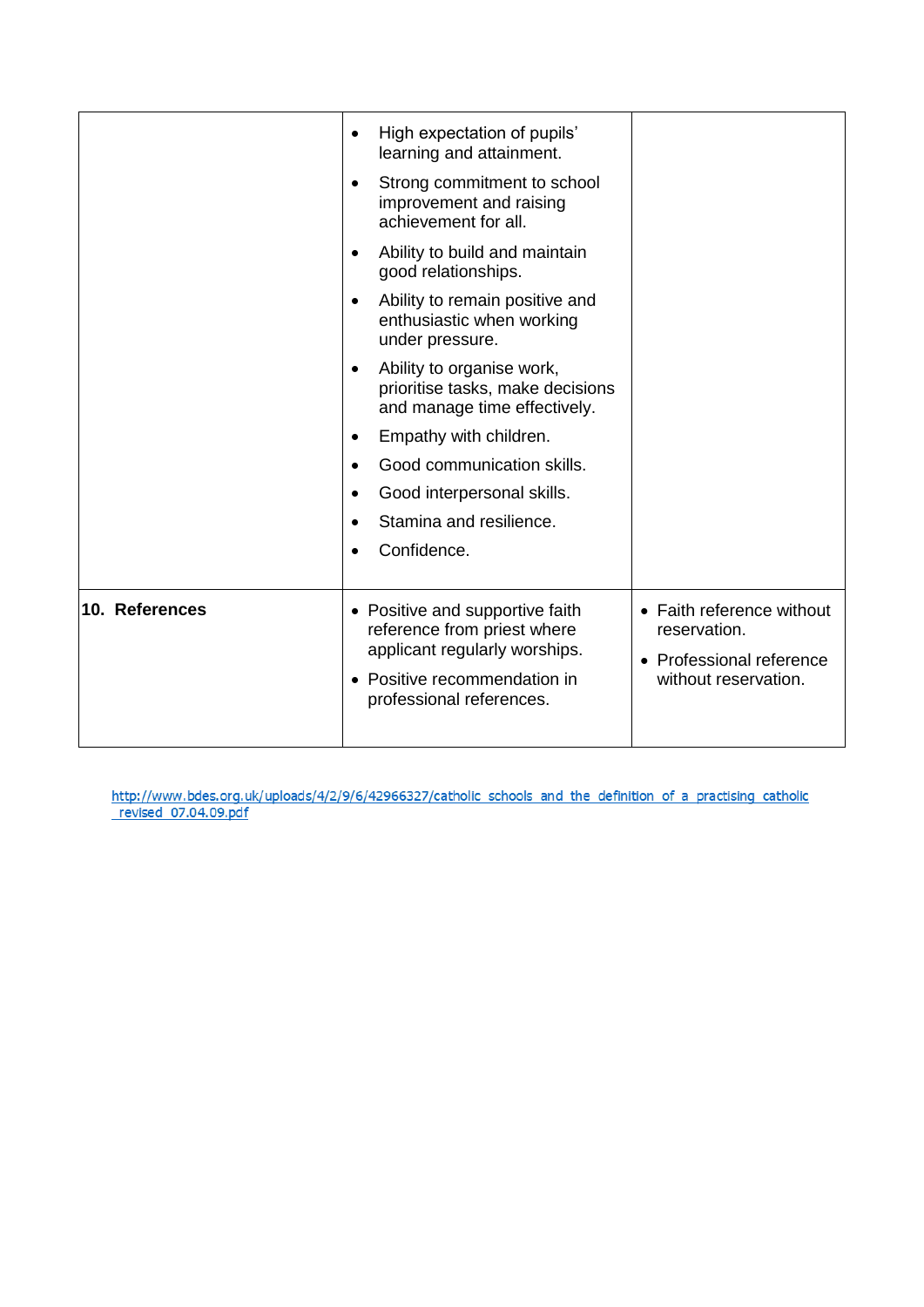| | | |
|---|---|---|
| | • High expectation of pupils' learning and attainment.<br>• Strong commitment to school improvement and raising achievement for all.<br>• Ability to build and maintain good relationships.<br>• Ability to remain positive and enthusiastic when working under pressure.<br>• Ability to organise work, prioritise tasks, make decisions and manage time effectively.<br>• Empathy with children.<br>• Good communication skills.<br>• Good interpersonal skills.<br>• Stamina and resilience.<br>• Confidence. | |
| **10. References** | • Positive and supportive faith reference from priest where applicant regularly worships.<br>• Positive recommendation in professional references. | • Faith reference without reservation.<br>• Professional reference without reservation. |

http://www.bdes.org.uk/uploads/4/2/9/6/42966327/catholic_schools_and_the_definition_of_a_practising_catholic_revised_07.04.09.pdf